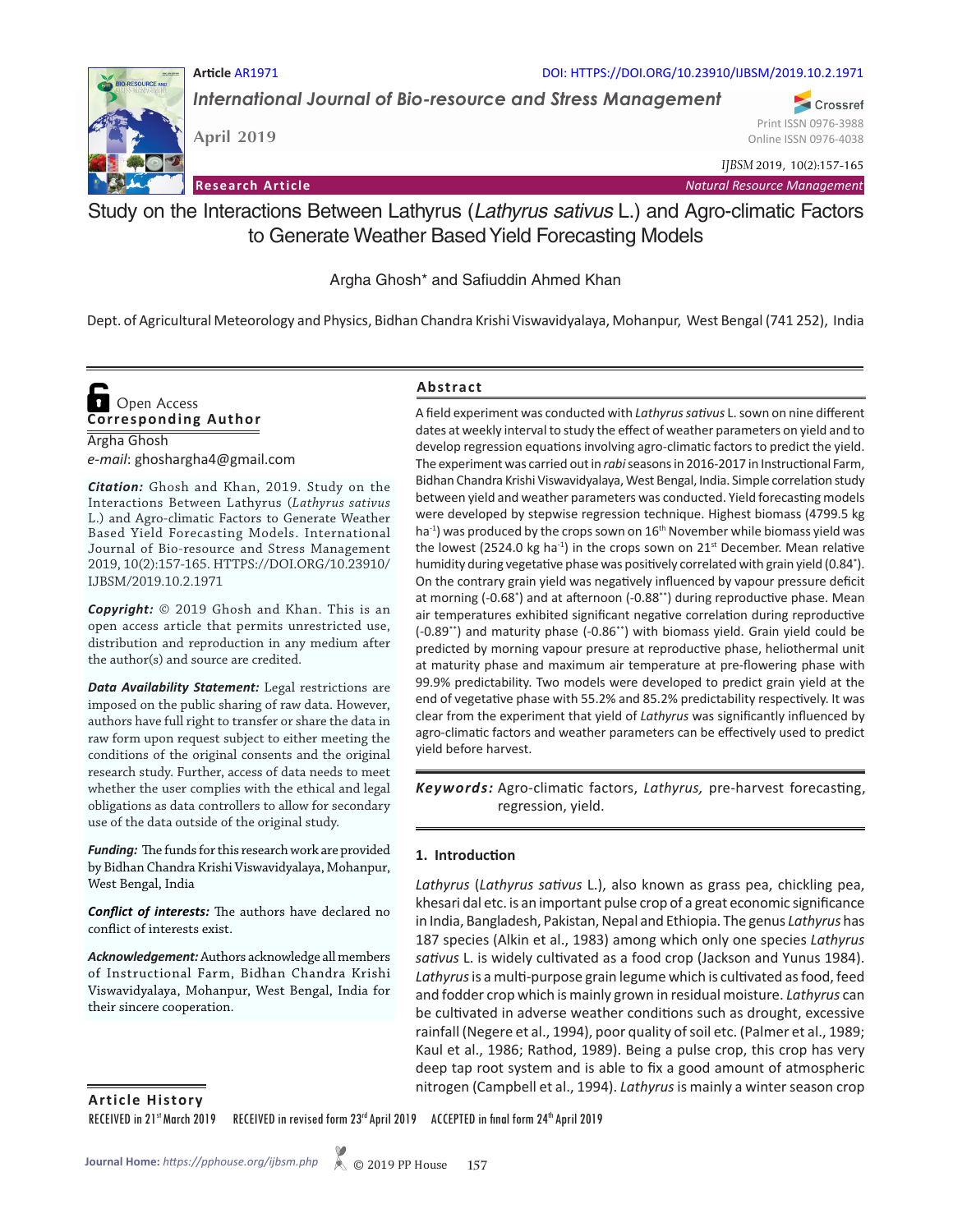Article AR1971

DOI: HTTPS://DOI.ORG/10.23910/IJBSM/2019.10.2.1971

*International Journal of Bio-resource and Stress Management*

April 2019

Print ISSN 0976-3988
Online ISSN 0976-4038

*IJBSM* 2019, 10(2):157-165

**Research Article** *Natural Resource Management*

# Study on the Interactions Between Lathyrus (*Lathyrus sativus* L.) and Agro-climatic Factors to Generate Weather Based Yield Forecasting Models

Argha Ghosh* and Safiuddin Ahmed Khan

Dept. of Agricultural Meteorology and Physics, Bidhan Chandra Krishi Viswavidyalaya, Mohanpur, West Bengal (741 252), India

Open Access

**Corresponding Author**

Argha Ghosh
*e-mail*: ghoshargha4@gmail.com

***Citation:*** Ghosh and Khan, 2019. Study on the Interactions Between Lathyrus (*Lathyrus sativus* L.) and Agro-climatic Factors to Generate Weather Based Yield Forecasting Models. International Journal of Bio-resource and Stress Management 2019, 10(2):157-165. HTTPS://DOI.ORG/10.23910/IJBSM/2019.10.2.1971

***Copyright:*** © 2019 Ghosh and Khan. This is an open access article that permits unrestricted use, distribution and reproduction in any medium after the author(s) and source are credited.

***Data Availability Statement:*** Legal restrictions are imposed on the public sharing of raw data. However, authors have full right to transfer or share the data in raw form upon request subject to either meeting the conditions of the original consents and the original research study. Further, access of data needs to meet whether the user complies with the ethical and legal obligations as data controllers to allow for secondary use of the data outside of the original study.

***Funding:*** The funds for this research work are provided by Bidhan Chandra Krishi Viswavidyalaya, Mohanpur, West Bengal, India

***Conflict of interests:*** The authors have declared no conflict of interests exist.

***Acknowledgement:*** Authors acknowledge all members of Instructional Farm, Bidhan Chandra Krishi Viswavidyalaya, Mohanpur, West Bengal, India for their sincere cooperation.

**Article History**

RECEIVED in 21st March 2019 RECEIVED in revised form 23rd April 2019 ACCEPTED in final form 24th April 2019

## Abstract

A field experiment was conducted with *Lathyrus sativus* L. sown on nine different dates at weekly interval to study the effect of weather parameters on yield and to develop regression equations involving agro-climatic factors to predict the yield. The experiment was carried out in *rabi* seasons in 2016-2017 in Instructional Farm, Bidhan Chandra Krishi Viswavidyalaya, West Bengal, India. Simple correlation study between yield and weather parameters was conducted. Yield forecasting models were developed by stepwise regression technique. Highest biomass (4799.5 kg ha$^{-1}$) was produced by the crops sown on 16th November while biomass yield was the lowest (2524.0 kg ha$^{-1}$) in the crops sown on 21st December. Mean relative humidity during vegetative phase was positively correlated with grain yield (0.84*). On the contrary grain yield was negatively influenced by vapour pressure deficit at morning (-0.68*) and at afternoon (-0.88**) during reproductive phase. Mean air temperatures exhibited significant negative correlation during reproductive (-0.89**) and maturity phase (-0.86**) with biomass yield. Grain yield could be predicted by morning vapour presure at reproductive phase, heliothermal unit at maturity phase and maximum air temperature at pre-flowering phase with 99.9% predictability. Two models were developed to predict grain yield at the end of vegetative phase with 55.2% and 85.2% predictability respectively. It was clear from the experiment that yield of *Lathyrus* was significantly influenced by agro-climatic factors and weather parameters can be effectively used to predict yield before harvest.

***Keywords:*** Agro-climatic factors, *Lathyrus,* pre-harvest forecasting, regression, yield.

## 1. Introduction

*Lathyrus* (*Lathyrus sativus* L.), also known as grass pea, chickling pea, khesari dal etc. is an important pulse crop of a great economic significance in India, Bangladesh, Pakistan, Nepal and Ethiopia. The genus *Lathyrus* has 187 species (Alkin et al., 1983) among which only one species *Lathyrus sativus* L. is widely cultivated as a food crop (Jackson and Yunus 1984). *Lathyrus* is a multi-purpose grain legume which is cultivated as food, feed and fodder crop which is mainly grown in residual moisture. *Lathyrus* can be cultivated in adverse weather conditions such as drought, excessive rainfall (Negere et al., 1994), poor quality of soil etc. (Palmer et al., 1989; Kaul et al., 1986; Rathod, 1989). Being a pulse crop, this crop has very deep tap root system and is able to fix a good amount of atmospheric nitrogen (Campbell et al., 1994). *Lathyrus* is mainly a winter season crop

Journal Home: *https://pphouse.org/ijbsm.php* © 2019 PP House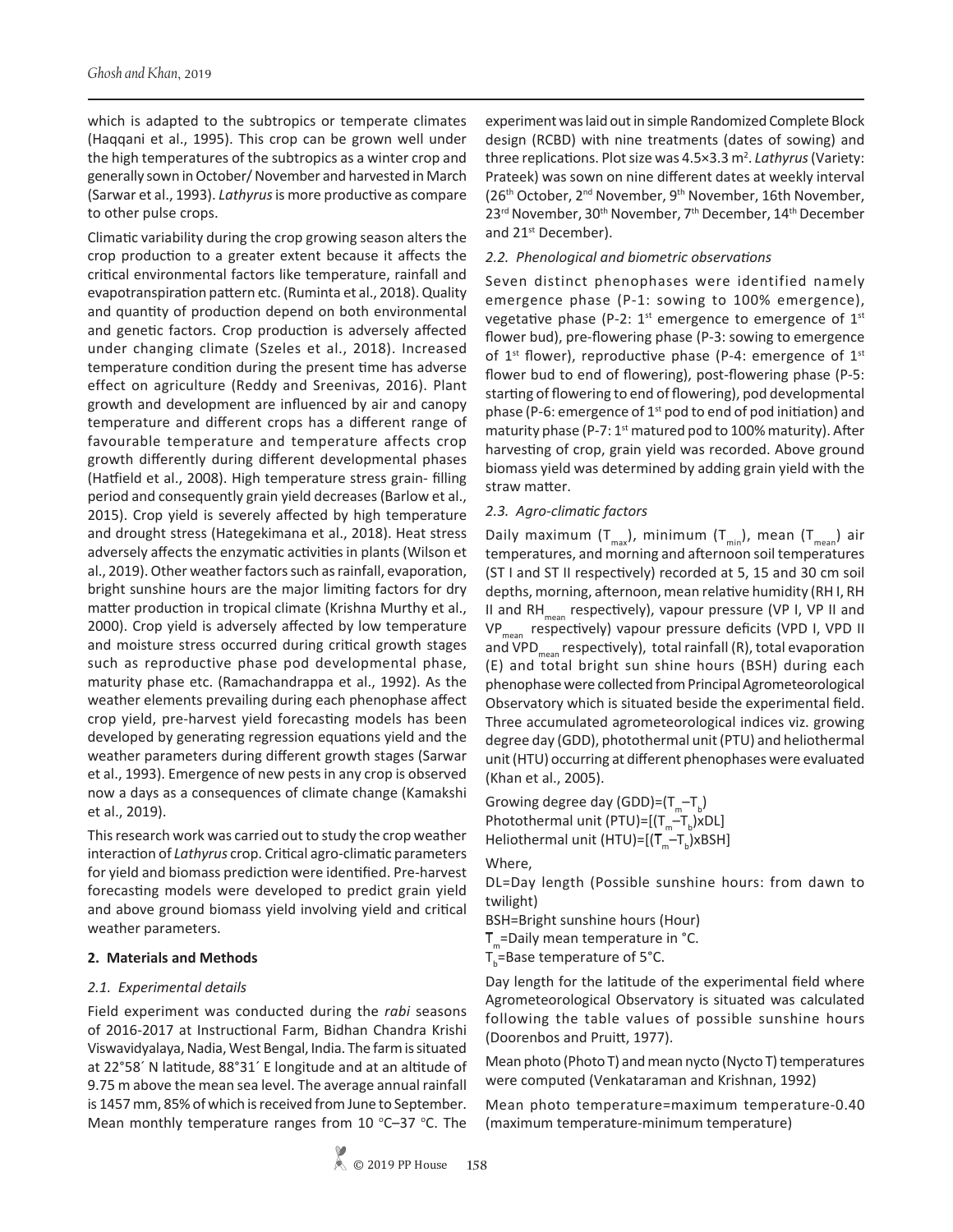which is adapted to the subtropics or temperate climates (Haqqani et al., 1995). This crop can be grown well under the high temperatures of the subtropics as a winter crop and generally sown in October/ November and harvested in March (Sarwar et al., 1993). *Lathyrus* is more productive as compare to other pulse crops.

Climatic variability during the crop growing season alters the crop production to a greater extent because it affects the critical environmental factors like temperature, rainfall and evapotranspiration pattern etc. (Ruminta et al., 2018). Quality and quantity of production depend on both environmental and genetic factors. Crop production is adversely affected under changing climate (Szeles et al., 2018). Increased temperature condition during the present time has adverse effect on agriculture (Reddy and Sreenivas, 2016). Plant growth and development are influenced by air and canopy temperature and different crops has a different range of favourable temperature and temperature affects crop growth differently during different developmental phases (Hatfield et al., 2008). High temperature stress grain- filling period and consequently grain yield decreases (Barlow et al., 2015). Crop yield is severely affected by high temperature and drought stress (Hategekimana et al., 2018). Heat stress adversely affects the enzymatic activities in plants (Wilson et al., 2019). Other weather factors such as rainfall, evaporation, bright sunshine hours are the major limiting factors for dry matter production in tropical climate (Krishna Murthy et al., 2000). Crop yield is severely affected by low temperature and moisture stress occurred during critical growth stages such as reproductive phase pod developmental phase, maturity phase etc. (Ramachandrappa et al., 1992). As the weather elements prevailing during each phenophase affect crop yield, pre-harvest yield forecasting models has been developed by generating regression equations yield and the weather parameters during different growth stages (Sarwar et al., 1993). Emergence of new pests in any crop is observed now a days as a consequences of climate change (Kamakshi et al., 2019).

This research work was carried out to study the crop weather interaction of *Lathyrus* crop. Critical agro-climatic parameters for yield and biomass prediction were identified. Pre-harvest forecasting models were developed to predict grain yield and above ground biomass yield involving yield and critical weather parameters.

## 2. Materials and Methods

### *2.1. Experimental details*

Field experiment was conducted during the *rabi* seasons of 2016-2017 at Instructional Farm, Bidhan Chandra Krishi Viswavidyalaya, Nadia, West Bengal, India. The farm is situated at 22°58´ N latitude, 88°31´ E longitude and at an altitude of 9.75 m above the mean sea level. The average annual rainfall is 1457 mm, 85% of which is received from June to September. Mean monthly temperature ranges from 10 °C–37 °C. The experiment was laid out in simple Randomized Complete Block design (RCBD) with nine treatments (dates of sowing) and three replications. Plot size was 4.5×3.3 $m^2$. *Lathyrus* (Variety: Prateek) was sown on nine different dates at weekly interval (26th October, 2nd November, 9th November, 16th November, 23rd November, 30th November, 7th December, 14th December and 21st December).

### *2.2. Phenological and biometric observations*

Seven distinct phenophases were identified namely emergence phase (P-1: sowing to 100% emergence), vegetative phase (P-2: 1st emergence to emergence of 1st flower bud), pre-flowering phase (P-3: sowing to emergence of 1st flower), reproductive phase (P-4: emergence of 1st flower bud to end of flowering), post-flowering phase (P-5: starting of flowering to end of flowering), pod developmental phase (P-6: emergence of 1st pod to end of pod initiation) and maturity phase (P-7: 1st matured pod to 100% maturity). After harvesting of crop, grain yield was recorded. Above ground biomass yield was determined by adding grain yield with the straw matter.

### *2.3. Agro-climatic factors*

Daily maximum ($T_{max}$), minimum ($T_{min}$), mean ($T_{mean}$) air temperatures, and morning and afternoon soil temperatures (ST I and ST II respectively) recorded at 5, 15 and 30 cm soil depths, morning, afternoon, mean relative humidity (RH I, RH II and $RH_{mean}$ respectively), vapour pressure (VP I, VP II and $VP_{mean}$ respectively) vapour pressure deficits (VPD I, VPD II and $VPD_{mean}$ respectively), total rainfall (R), total evaporation (E) and total bright sun shine hours (BSH) during each phenophase were collected from Principal Agrometeorological Observatory which is situated beside the experimental field. Three accumulated agrometeorological indices viz. growing degree day (GDD), photothermal unit (PTU) and heliothermal unit (HTU) occurring at different phenophases were evaluated (Khan et al., 2005).

Growing degree day (GDD)=$(T_m - T_b)$
Photothermal unit (PTU)=$[(T_m - T_b) \times DL]$
Heliothermal unit (HTU)=$[(T_m - T_b) \times BSH]$

Where,

DL=Day length (Possible sunshine hours: from dawn to twilight)

BSH=Bright sunshine hours (Hour)

$T_m$=Daily mean temperature in °C.

$T_b$=Base temperature of 5°C.

Day length for the latitude of the experimental field where Agrometeorological Observatory is situated was calculated following the table values of possible sunshine hours (Doorenbos and Pruitt, 1977).

Mean photo (Photo T) and mean nycto (Nycto T) temperatures were computed (Venkataraman and Krishnan, 1992)

Mean photo temperature=maximum temperature-0.40 (maximum temperature-minimum temperature)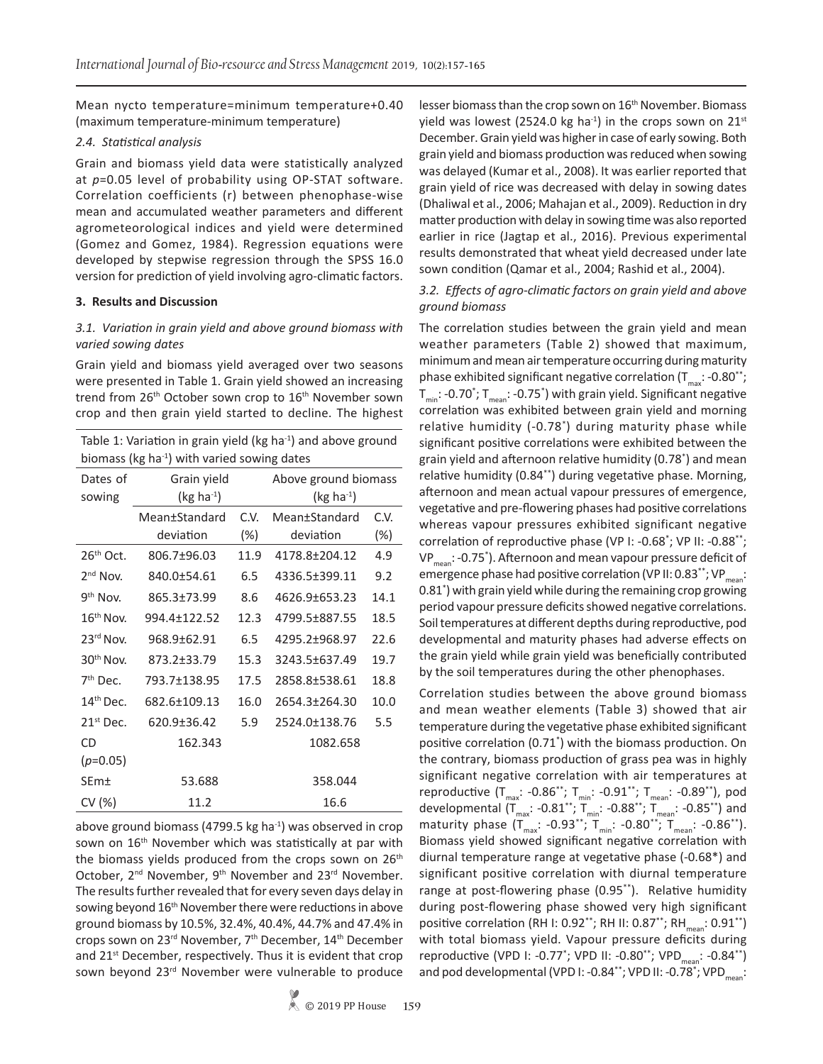Mean nycto temperature=minimum temperature+0.40 (maximum temperature-minimum temperature)

### *2.4. Statistical analysis*

Grain and biomass yield data were statistically analyzed at *p*=0.05 level of probability using OP-STAT software. Correlation coefficients (r) between phenophase-wise mean and accumulated weather parameters and different agrometeorological indices and yield were determined (Gomez and Gomez, 1984). Regression equations were developed by stepwise regression through the SPSS 16.0 version for prediction of yield involving agro-climatic factors.

## 3. Results and Discussion

### *3.1. Variation in grain yield and above ground biomass with varied sowing dates*

Grain yield and biomass yield averaged over two seasons were presented in Table 1. Grain yield showed an increasing trend from 26th October sown crop to 16th November sown crop and then grain yield started to decline. The highest above ground biomass (4799.5 kg ha$^{-1}$) was observed in crop sown on 16th November which was statistically at par with the biomass yields produced from the crops sown on 26th October, 2nd November, 9th November and 23rd November. The results further revealed that for every seven days delay in sowing beyond 16th November there were reductions in above ground biomass by 10.5%, 32.4%, 40.4%, 44.7% and 47.4% in crops sown on 23rd November, 7th December, 14th December and 21st December, respectively. Thus it is evident that crop sown beyond 23rd November were vulnerable to produce lesser biomass than the crop sown on 16th November. Biomass yield was lowest (2524.0 kg ha$^{-1}$) in the crops sown on 21st December. Grain yield was higher in case of early sowing. Both grain yield and biomass production was reduced when sowing was delayed (Kumar et al., 2008). It was earlier reported that grain yield of rice was decreased with delay in sowing dates (Dhaliwal et al., 2006; Mahajan et al., 2009). Reduction in dry matter production with delay in sowing time was also reported earlier in rice (Jagtap et al., 2016). Previous experimental results demonstrated that wheat yield decreased under late sown condition (Qamar et al., 2004; Rashid et al., 2004).

Table 1: Variation in grain yield (kg ha$^{-1}$) and above ground biomass (kg ha$^{-1}$) with varied sowing dates

| Dates of sowing | Grain yield (kg ha$^{-1}$) | | Above ground biomass (kg ha$^{-1}$) | |
|---|---|---|---|---|
| | Mean±Standard deviation | C.V. (%) | Mean±Standard deviation | C.V. (%) |
| 26th Oct. | 806.7±96.03 | 11.9 | 4178.8±204.12 | 4.9 |
| 2nd Nov. | 840.0±54.61 | 6.5 | 4336.5±399.11 | 9.2 |
| 9th Nov. | 865.3±73.99 | 8.6 | 4626.9±653.23 | 14.1 |
| 16th Nov. | 994.4±122.52 | 12.3 | 4799.5±887.55 | 18.5 |
| 23rd Nov. | 968.9±62.91 | 6.5 | 4295.2±968.97 | 22.6 |
| 30th Nov. | 873.2±33.79 | 15.3 | 3243.5±637.49 | 19.7 |
| 7th Dec. | 793.7±138.95 | 17.5 | 2858.8±538.61 | 18.8 |
| 14th Dec. | 682.6±109.13 | 16.0 | 2654.3±264.30 | 10.0 |
| 21st Dec. | 620.9±36.42 | 5.9 | 2524.0±138.76 | 5.5 |
| CD ($p$=0.05) | 162.343 | | 1082.658 | |
| SEm± | 53.688 | | 358.044 | |
| CV (%) | 11.2 | | 16.6 | |

### *3.2. Effects of agro-climatic factors on grain yield and above ground biomass*

The correlation studies between the grain yield and mean weather parameters (Table 2) showed that maximum, minimum and mean air temperature occurring during maturity phase exhibited significant negative correlation ($T_{max}$: -0.80**; $T_{min}$: -0.70*; $T_{mean}$: -0.75*) with grain yield. Significant negative correlation was exhibited between grain yield and morning relative humidity (-0.78*) during maturity phase while significant positive correlations were exhibited between the grain yield and afternoon relative humidity (0.78*) and mean relative humidity (0.84**) during vegetative phase. Morning, afternoon and mean actual vapour pressures of emergence, vegetative and pre-flowering phases had positive correlations whereas vapour pressures exhibited significant negative correlation of reproductive phase (VP I: -0.68*; VP II: -0.88**; $VP_{mean}$: -0.75*). Afternoon and mean vapour pressure deficit of emergence phase had positive correlation (VPD II: 0.83**; $VPD_{mean}$: 0.81*) with grain yield while during the remaining crop growing period vapour pressure deficits showed negative correlations. Soil temperatures at different depths during reproductive, pod developmental and maturity phases had adverse effects on the grain yield while grain yield was beneficially contributed by the soil temperatures during the other phenophases.

Correlation studies between the above ground biomass and mean weather elements (Table 3) showed that air temperature during the vegetative phase exhibited significant positive correlation (0.71*) with the biomass production. On the contrary, biomass production of grass pea was in highly significant negative correlation with air temperatures at reproductive ($T_{max}$: -0.86**; $T_{min}$: -0.91**; $T_{mean}$: -0.89**), pod developmental ($T_{max}$: -0.81**; $T_{min}$: -0.88**; $T_{mean}$: -0.85**) and maturity phase ($T_{max}$: -0.93**; $T_{min}$: -0.80**; $T_{mean}$: -0.86**). Biomass yield showed significant negative correlation with diurnal temperature range at vegetative phase (-0.68*) and significant positive correlation with diurnal temperature range at post-flowering phase (0.95**). Relative humidity during post-flowering phase showed very high significant positive correlation (RH I: 0.92**; RH II: 0.87**; $RH_{mean}$: 0.91**) with total biomass yield. Vapour pressure deficits during reproductive (VPD I: -0.77*; VPD II: -0.80**; $VPD_{mean}$: -0.84**) and pod developmental (VPD I: -0.84**; VPD II: -0.78*; $VPD_{mean}$: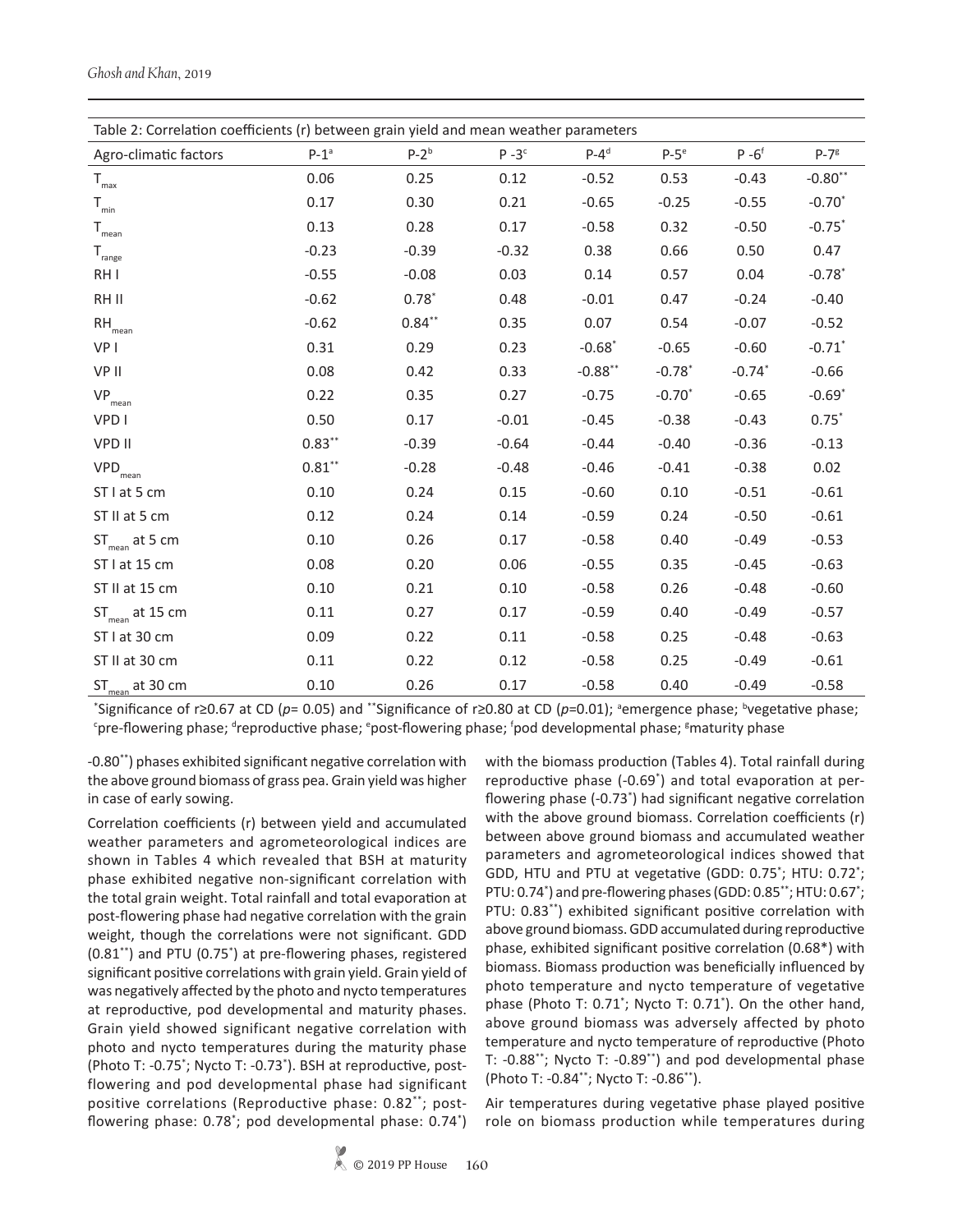Table 2: Correlation coefficients (r) between grain yield and mean weather parameters

| Agro-climatic factors | P-1[a] | P-2[b] | P -3[c] | P-4[d] | P-5[e] | P -6[f] | P-7[g] |
|---|---|---|---|---|---|---|---|
| $T_{max}$ | 0.06 | 0.25 | 0.12 | -0.52 | 0.53 | -0.43 | -0.80** |
| $T_{min}$ | 0.17 | 0.30 | 0.21 | -0.65 | -0.25 | -0.55 | -0.70* |
| $T_{mean}$ | 0.13 | 0.28 | 0.17 | -0.58 | 0.32 | -0.50 | -0.75* |
| $T_{range}$ | -0.23 | -0.39 | -0.32 | 0.38 | 0.66 | 0.50 | 0.47 |
| RH I | -0.55 | -0.08 | 0.03 | 0.14 | 0.57 | 0.04 | -0.78* |
| RH II | -0.62 | 0.78* | 0.48 | -0.01 | 0.47 | -0.24 | -0.40 |
| $RH_{mean}$ | -0.62 | 0.84** | 0.35 | 0.07 | 0.54 | -0.07 | -0.52 |
| VP I | 0.31 | 0.29 | 0.23 | -0.68* | -0.65 | -0.60 | -0.71* |
| VP II | 0.08 | 0.42 | 0.33 | -0.88** | -0.78* | -0.74* | -0.66 |
| $VP_{mean}$ | 0.22 | 0.35 | 0.27 | -0.75 | -0.70* | -0.65 | -0.69* |
| VPD I | 0.50 | 0.17 | -0.01 | -0.45 | -0.38 | -0.43 | 0.75* |
| VPD II | 0.83** | -0.39 | -0.64 | -0.44 | -0.40 | -0.36 | -0.13 |
| $VPD_{mean}$ | 0.81** | -0.28 | -0.48 | -0.46 | -0.41 | -0.38 | 0.02 |
| ST I at 5 cm | 0.10 | 0.24 | 0.15 | -0.60 | 0.10 | -0.51 | -0.61 |
| ST II at 5 cm | 0.12 | 0.24 | 0.14 | -0.59 | 0.24 | -0.50 | -0.61 |
| $ST_{mean}$ at 5 cm | 0.10 | 0.26 | 0.17 | -0.58 | 0.40 | -0.49 | -0.53 |
| ST I at 15 cm | 0.08 | 0.20 | 0.06 | -0.55 | 0.35 | -0.45 | -0.63 |
| ST II at 15 cm | 0.10 | 0.21 | 0.10 | -0.58 | 0.26 | -0.48 | -0.60 |
| $ST_{mean}$ at 15 cm | 0.11 | 0.27 | 0.17 | -0.59 | 0.40 | -0.49 | -0.57 |
| ST I at 30 cm | 0.09 | 0.22 | 0.11 | -0.58 | 0.25 | -0.48 | -0.63 |
| ST II at 30 cm | 0.11 | 0.22 | 0.12 | -0.58 | 0.25 | -0.49 | -0.61 |
| $ST_{mean}$ at 30 cm | 0.10 | 0.26 | 0.17 | -0.58 | 0.40 | -0.49 | -0.58 |

*Significance of r≥0.67 at CD ($p$= 0.05) and **Significance of r≥0.80 at CD ($p$=0.01); [a]emergence phase; [b]vegetative phase; [c]pre-flowering phase; [d]reproductive phase; [e]post-flowering phase; [f]pod developmental phase; [g]maturity phase

-0.80**) phases exhibited significant negative correlation with the above ground biomass of grass pea. Grain yield was higher in case of early sowing.

Correlation coefficients (r) between yield and accumulated weather parameters and agrometeorological indices are shown in Tables 4 which revealed that BSH at maturity phase exhibited negative non-significant correlation with the total grain weight. Total rainfall and total evaporation at post-flowering phase had negative correlation with the grain weight, though the correlations were not significant. GDD (0.81**) and PTU (0.75*) at pre-flowering phases, registered significant positive correlations with grain yield. Grain yield of was negatively affected by the photo and nycto temperatures at reproductive, pod developmental and maturity phases. Grain yield showed significant negative correlation with photo and nycto temperatures during the maturity phase (Photo T: -0.75*; Nycto T: -0.73*). BSH at reproductive, post-flowering and pod developmental phase had significant positive correlations (Reproductive phase: 0.82**; post-flowering phase: 0.78*; pod developmental phase: 0.74*) with the biomass production (Tables 4). Total rainfall during reproductive phase (-0.69*) and total evaporation at per-flowering phase (-0.73*) had significant negative correlation with the above ground biomass. Correlation coefficients (r) between above ground biomass and accumulated weather parameters and agrometeorological indices showed that GDD, HTU and PTU at vegetative (GDD: 0.75*; HTU: 0.72*; PTU: 0.74*) and pre-flowering phases (GDD: 0.85**; HTU: 0.67*; PTU: 0.83**) exhibited significant positive correlation with above ground biomass. GDD accumulated during reproductive phase, exhibited significant positive correlation (0.68*) with biomass. Biomass production was beneficially influenced by photo temperature and nycto temperature of vegetative phase (Photo T: 0.71*; Nycto T: 0.71*). On the other hand, above ground biomass was adversely affected by photo temperature and nycto temperature of reproductive (Photo T: -0.88**; Nycto T: -0.89**) and pod developmental phase (Photo T: -0.84**; Nycto T: -0.86**).

Air temperatures during vegetative phase played positive role on biomass production while temperatures during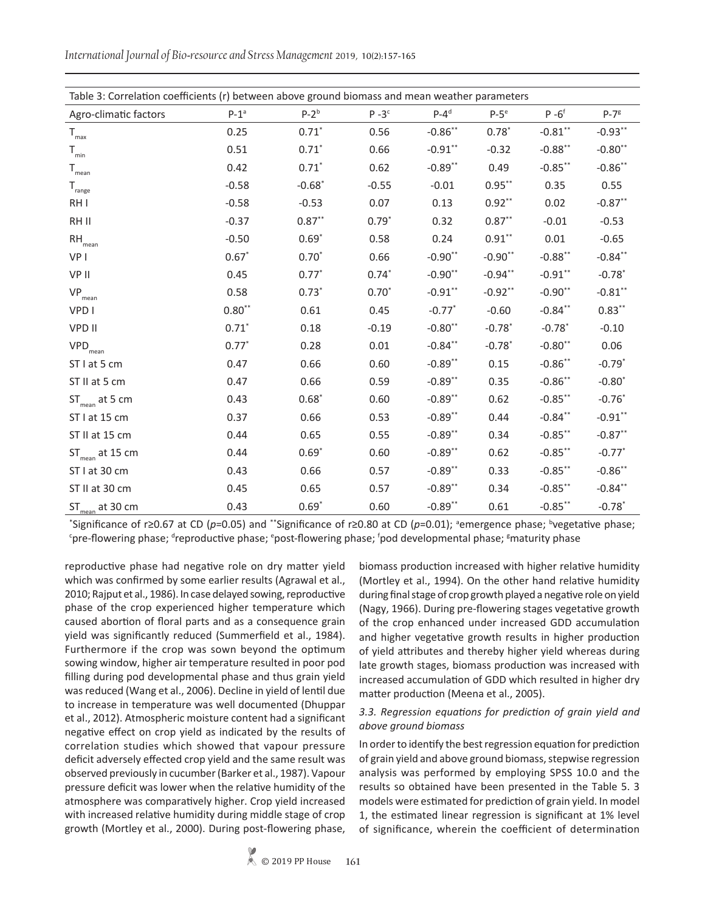Table 3: Correlation coefficients (r) between above ground biomass and mean weather parameters

| Agro-climatic factors | P-1[a] | P-2[b] | P -3[c] | P-4[d] | P-5[e] | P -6[f] | P-7[g] |
|---|---|---|---|---|---|---|---|
| $T_{max}$ | 0.25 | 0.71* | 0.56 | -0.86** | 0.78* | -0.81** | -0.93** |
| $T_{min}$ | 0.51 | 0.71* | 0.66 | -0.91** | -0.32 | -0.88** | -0.80** |
| $T_{mean}$ | 0.42 | 0.71* | 0.62 | -0.89** | 0.49 | -0.85** | -0.86** |
| $T_{range}$ | -0.58 | -0.68* | -0.55 | -0.01 | 0.95** | 0.35 | 0.55 |
| RH I | -0.58 | -0.53 | 0.07 | 0.13 | 0.92** | 0.02 | -0.87** |
| RH II | -0.37 | 0.87** | 0.79* | 0.32 | 0.87** | -0.01 | -0.53 |
| $RH_{mean}$ | -0.50 | 0.69* | 0.58 | 0.24 | 0.91** | 0.01 | -0.65 |
| VP I | 0.67* | 0.70* | 0.66 | -0.90** | -0.90** | -0.88** | -0.84** |
| VP II | 0.45 | 0.77* | 0.74* | -0.90** | -0.94** | -0.91** | -0.78* |
| $VP_{mean}$ | 0.58 | 0.73* | 0.70* | -0.91** | -0.92** | -0.90** | -0.81** |
| VPD I | 0.80** | 0.61 | 0.45 | -0.77* | -0.60 | -0.84** | 0.83** |
| VPD II | 0.71* | 0.18 | -0.19 | -0.80** | -0.78* | -0.78* | -0.10 |
| $VPD_{mean}$ | 0.77* | 0.28 | 0.01 | -0.84** | -0.78* | -0.80** | 0.06 |
| ST I at 5 cm | 0.47 | 0.66 | 0.60 | -0.89** | 0.15 | -0.86** | -0.79* |
| ST II at 5 cm | 0.47 | 0.66 | 0.59 | -0.89** | 0.35 | -0.86** | -0.80* |
| $ST_{mean}$ at 5 cm | 0.43 | 0.68* | 0.60 | -0.89** | 0.62 | -0.85** | -0.76* |
| ST I at 15 cm | 0.37 | 0.66 | 0.53 | -0.89** | 0.44 | -0.84** | -0.91** |
| ST II at 15 cm | 0.44 | 0.65 | 0.55 | -0.89** | 0.34 | -0.85** | -0.87** |
| $ST_{mean}$ at 15 cm | 0.44 | 0.69* | 0.60 | -0.89** | 0.62 | -0.85** | -0.77* |
| ST I at 30 cm | 0.43 | 0.66 | 0.57 | -0.89** | 0.33 | -0.85** | -0.86** |
| ST II at 30 cm | 0.45 | 0.65 | 0.57 | -0.89** | 0.34 | -0.85** | -0.84** |
| $ST_{mean}$ at 30 cm | 0.43 | 0.69* | 0.60 | -0.89** | 0.61 | -0.85** | -0.78* |

*Significance of r≥0.67 at CD ($p$=0.05) and **Significance of r≥0.80 at CD ($p$=0.01); [a]emergence phase; [b]vegetative phase; [c]pre-flowering phase; [d]reproductive phase; [e]post-flowering phase; [f]pod developmental phase; [g]maturity phase

reproductive phase had negative role on dry matter yield which was confirmed by some earlier results (Agrawal et al., 2010; Rajput et al., 1986). In case delayed sowing, reproductive phase of the crop experienced higher temperature which caused abortion of floral parts and as a consequence grain yield was significantly reduced (Summerfield et al., 1984). Furthermore if the crop was sown beyond the optimum sowing window, higher air temperature resulted in poor pod filling during pod developmental phase and thus grain yield was reduced (Wang et al., 2006). Decline in yield of lentil due to increase in temperature was well documented (Dhuppar et al., 2012). Atmospheric moisture content had a significant negative effect on crop yield as indicated by the results of correlation studies which showed that vapour pressure deficit adversely effected crop yield and the same result was observed previously in cucumber (Barker et al., 1987). Vapour pressure deficit was lower when the relative humidity of the atmosphere was comparatively higher. Crop yield increased with increased relative humidity during middle stage of crop growth (Mortley et al., 2000). During post-flowering phase, biomass production increased with higher relative humidity (Mortley et al., 1994). On the other hand relative humidity during final stage of crop growth played a negative role on yield (Nagy, 1966). During pre-flowering stages vegetative growth of the crop enhanced under increased GDD accumulation and higher vegetative growth results in higher production of yield attributes and thereby higher yield whereas during late growth stages, biomass production was increased with increased accumulation of GDD which resulted in higher dry matter production (Meena et al., 2005).

### *3.3. Regression equations for prediction of grain yield and above ground biomass*

In order to identify the best regression equation for prediction of grain yield and above ground biomass, stepwise regression analysis was performed by employing SPSS 10.0 and the results so obtained have been presented in the Table 5. 3 models were estimated for prediction of grain yield. In model 1, the estimated linear regression is significant at 1% level of significance, wherein the coefficient of determination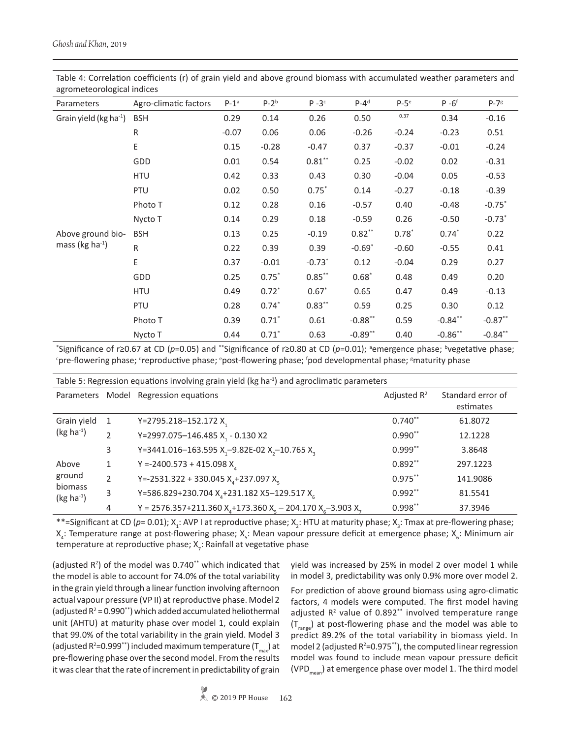Table 4: Correlation coefficients (r) of grain yield and above ground biomass with accumulated weather parameters and agrometeorological indices

| Parameters | Agro-climatic factors | P-1[a] | P-2[b] | P -3[c] | P-4[d] | P-5[e] | P -6[f] | P-7[g] |
|---|---|---|---|---|---|---|---|---|
| Grain yield (kg ha$^{-1}$) | BSH | 0.29 | 0.14 | 0.26 | 0.50 | 0.37 | 0.34 | -0.16 |
| | R | -0.07 | 0.06 | 0.06 | -0.26 | -0.24 | -0.23 | 0.51 |
| | E | 0.15 | -0.28 | -0.47 | 0.37 | -0.37 | -0.01 | -0.24 |
| | GDD | 0.01 | 0.54 | 0.81** | 0.25 | -0.02 | 0.02 | -0.31 |
| | HTU | 0.42 | 0.33 | 0.43 | 0.30 | -0.04 | 0.05 | -0.53 |
| | PTU | 0.02 | 0.50 | 0.75* | 0.14 | -0.27 | -0.18 | -0.39 |
| | Photo T | 0.12 | 0.28 | 0.16 | -0.57 | 0.40 | -0.48 | -0.75* |
| | Nycto T | 0.14 | 0.29 | 0.18 | -0.59 | 0.26 | -0.50 | -0.73* |
| Above ground biomass (kg ha$^{-1}$) | BSH | 0.13 | 0.25 | -0.19 | 0.82** | 0.78* | 0.74* | 0.22 |
| | R | 0.22 | 0.39 | 0.39 | -0.69* | -0.60 | -0.55 | 0.41 |
| | E | 0.37 | -0.01 | -0.73* | 0.12 | -0.04 | 0.29 | 0.27 |
| | GDD | 0.25 | 0.75* | 0.85** | 0.68* | 0.48 | 0.49 | 0.20 |
| | HTU | 0.49 | 0.72* | 0.67* | 0.65 | 0.47 | 0.49 | -0.13 |
| | PTU | 0.28 | 0.74* | 0.83** | 0.59 | 0.25 | 0.30 | 0.12 |
| | Photo T | 0.39 | 0.71* | 0.61 | -0.88** | 0.59 | -0.84** | -0.87** |
| | Nycto T | 0.44 | 0.71* | 0.63 | -0.89** | 0.40 | -0.86** | -0.84** |

*Significance of r≥0.67 at CD ($p$=0.05) and **Significance of r≥0.80 at CD ($p$=0.01); [a]emergence phase; [b]vegetative phase; [c]pre-flowering phase; [d]reproductive phase; [e]post-flowering phase; [f]pod developmental phase; [g]maturity phase

Table 5: Regression equations involving grain yield (kg ha$^{-1}$) and agroclimatic parameters

| Parameters | Model | Regression equations | Adjusted $R^2$ | Standard error of estimates |
|---|---|---|---|---|
| Grain yield (kg ha$^{-1}$) | 1 | $Y=2795.218-152.172 X_1$ | 0.740** | 61.8072 |
| | 2 | $Y=2997.075-146.485 X_1 - 0.130 X2$ | 0.990** | 12.1228 |
| | 3 | $Y=3441.016-163.595 X_1-9.82E-02 X_2-10.765 X_3$ | 0.999** | 3.8648 |
| Above ground biomass (kg ha$^{-1}$) | 1 | $Y =-2400.573 + 415.098 X_4$ | 0.892** | 297.1223 |
| | 2 | $Y=-2531.322 + 330.045 X_4+237.097 X_5$ | 0.975** | 141.9086 |
| | 3 | $Y=586.829+230.704 X_4+231.182 X5-129.517 X_6$ | 0.992** | 81.5541 |
| | 4 | $Y = 2576.357+211.360 X_4+173.360 X_5 - 204.170 X_6-3.903 X_7$ | 0.998** | 37.3946 |

**=Significant at CD ($p$= 0.01); $X_1$: AVP I at reproductive phase; $X_2$: HTU at maturity phase; $X_3$: Tmax at pre-flowering phase; $X_4$: Temperature range at post-flowering phase; $X_5$: Mean vapour pressure deficit at emergence phase; $X_6$: Minimum air temperature at reproductive phase; $X_7$: Rainfall at vegetative phase

(adjusted $R^2$) of the model was 0.740** which indicated that the model is able to account for 74.0% of the total variability in the grain yield through a linear function involving afternoon actual vapour pressure (VP II) at reproductive phase. Model 2 (adjusted $R^2$ = 0.990**) which added accumulated heliothermal unit (AHTU) at maturity phase over model 1, could explain that 99.0% of the total variability in the grain yield. Model 3 (adjusted $R^2$=0.999**) included maximum temperature ($T_{max}$) at pre-flowering phase over the second model. From the results it was clear that the rate of increment in predictability of grain yield was increased by 25% in model 2 over model 1 while in model 3, predictability was only 0.9% more over model 2.

For prediction of above ground biomass using agro-climatic factors, 4 models were computed. The first model having adjusted $R^2$ value of 0.892** involved temperature range ($T_{range}$) at post-flowering phase and the model was able to predict 89.2% of the total variability in biomass yield. In model 2 (adjusted $R^2$=0.975**), the computed linear regression model was found to include mean vapour pressure deficit ($VPD_{mean}$) at emergence phase over model 1. The third model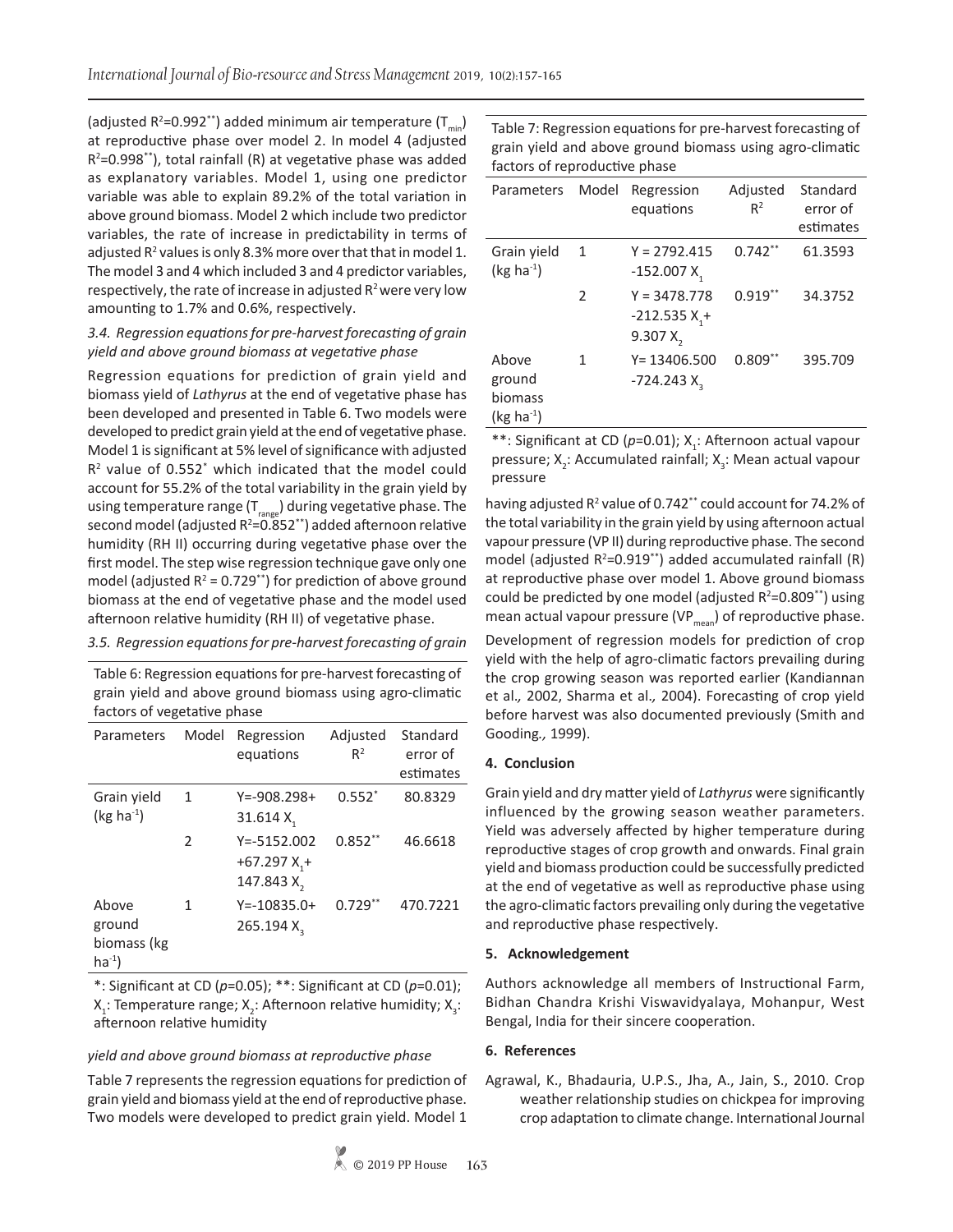(adjusted $R^2$=0.992**) added minimum air temperature ($T_{min}$) at reproductive phase over model 2. In model 4 (adjusted $R^2$=0.998**), total rainfall (R) at vegetative phase was added as explanatory variables. Model 1, using one predictor variable was able to explain 89.2% of the total variation in above ground biomass. Model 2 which include two predictor variables, the rate of increase in predictability in terms of adjusted $R^2$ values is only 8.3% more over that that in model 1. The model 3 and 4 which included 3 and 4 predictor variables, respectively, the rate of increase in adjusted $R^2$ were very low amounting to 1.7% and 0.6%, respectively.

### *3.4. Regression equations for pre-harvest forecasting of grain yield and above ground biomass at vegetative phase*

Regression equations for prediction of grain yield and biomass yield of *Lathyrus* at the end of vegetative phase has been developed and presented in Table 6. Two models were developed to predict grain yield at the end of vegetative phase. Model 1 is significant at 5% level of significance with adjusted $R^2$ value of 0.552* which indicated that the model could account for 55.2% of the total variability in the grain yield by using temperature range ($T_{range}$) during vegetative phase. The second model (adjusted $R^2$=0.852**) added afternoon relative humidity (RH II) occurring during vegetative phase over the first model. The step wise regression technique gave only one model (adjusted $R^2$ = 0.729**) for prediction of above ground biomass at the end of vegetative phase and the model used afternoon relative humidity (RH II) of vegetative phase.

Table 6: Regression equations for pre-harvest forecasting of grain yield and above ground biomass using agro-climatic factors of vegetative phase

| Parameters | Model | Regression equations | Adjusted $R^2$ | Standard error of estimates |
|---|---|---|---|---|
| Grain yield (kg $ha^{-1}$) | 1 | $Y=-908.298+31.614 X_1$ | 0.552* | 80.8329 |
| | 2 | $Y=-5152.002+67.297 X_1+147.843 X_2$ | 0.852** | 46.6618 |
| Above ground biomass (kg $ha^{-1}$) | 1 | $Y=-10835.0+265.194 X_3$ | 0.729** | 470.7221 |

*: Significant at CD ($p$=0.05); **: Significant at CD ($p$=0.01); $X_1$: Temperature range; $X_2$: Afternoon relative humidity; $X_3$: afternoon relative humidity

### *3.5. Regression equations for pre-harvest forecasting of grain yield and above ground biomass at reproductive phase*

Table 7 represents the regression equations for prediction of grain yield and biomass yield at the end of reproductive phase. Two models were developed to predict grain yield. Model 1 having adjusted $R^2$ value of 0.742** could account for 74.2% of the total variability in the grain yield by using afternoon actual vapour pressure (VP II) during reproductive phase. The second model (adjusted $R^2$=0.919**) added accumulated rainfall (R) at reproductive phase over model 1. Above ground biomass could be predicted by one model (adjusted $R^2$=0.809**) using mean actual vapour pressure ($VP_{mean}$) of reproductive phase.

Table 7: Regression equations for pre-harvest forecasting of grain yield and above ground biomass using agro-climatic factors of reproductive phase

| Parameters | Model | Regression equations | Adjusted $R^2$ | Standard error of estimates |
|---|---|---|---|---|
| Grain yield (kg $ha^{-1}$) | 1 | $Y = 2792.415 -152.007 X_1$ | 0.742** | 61.3593 |
| | 2 | $Y = 3478.778 -212.535 X_1+ 9.307 X_2$ | 0.919** | 34.3752 |
| Above ground biomass (kg $ha^{-1}$) | 1 | $Y= 13406.500 -724.243 X_3$ | 0.809** | 395.709 |

**: Significant at CD ($p$=0.01); $X_1$: Afternoon actual vapour pressure; $X_2$: Accumulated rainfall; $X_3$: Mean actual vapour pressure

Development of regression models for prediction of crop yield with the help of agro-climatic factors prevailing during the crop growing season was reported earlier (Kandiannan et al., 2002, Sharma et al., 2004). Forecasting of crop yield before harvest was also documented previously (Smith and Gooding*,* 1999).

## 4. Conclusion

Grain yield and dry matter yield of *Lathyrus* were significantly influenced by the growing season weather parameters. Yield was adversely affected by higher temperature during reproductive stages of crop growth and onwards. Final grain yield and biomass production could be successfully predicted at the end of vegetative as well as reproductive phase using the agro-climatic factors prevailing only during the vegetative and reproductive phase respectively.

## 5. Acknowledgement

Authors acknowledge all members of Instructional Farm, Bidhan Chandra Krishi Viswavidyalaya, Mohanpur, West Bengal, India for their sincere cooperation.

## 6. References

Agrawal, K., Bhadauria, U.P.S., Jha, A., Jain, S., 2010. Crop weather relationship studies on chickpea for improving crop adaptation to climate change. International Journal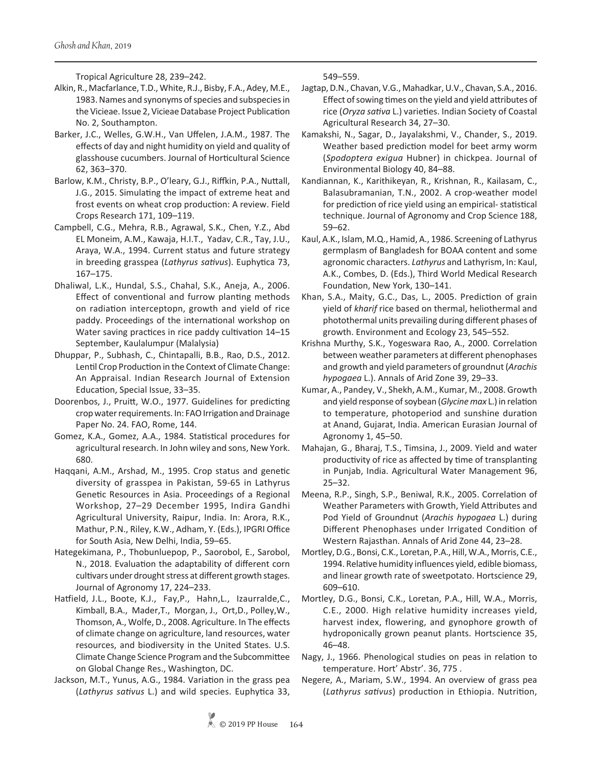Tropical Agriculture 28, 239–242.

Alkin, R., Macfarlance, T.D., White, R.J., Bisby, F.A., Adey, M.E., 1983. Names and synonyms of species and subspecies in the Vicieae. Issue 2, Vicieae Database Project Publication No. 2, Southampton.

Barker, J.C., Welles, G.W.H., Van Uffelen, J.A.M., 1987. The effects of day and night humidity on yield and quality of glasshouse cucumbers. Journal of Horticultural Science 62, 363–370.

Barlow, K.M., Christy, B.P., O'leary, G.J., Riffkin, P.A., Nuttall, J.G., 2015. Simulating the impact of extreme heat and frost events on wheat crop production: A review. Field Crops Research 171, 109–119.

Campbell, C.G., Mehra, R.B., Agrawal, S.K., Chen, Y.Z., Abd EL Moneim, A.M., Kawaja, H.I.T., Yadav, C.R., Tay, J.U., Araya, W.A., 1994. Current status and future strategy in breeding grasspea (*Lathyrus sativus*). Euphytica 73, 167–175.

Dhaliwal, L.K., Hundal, S.S., Chahal, S.K., Aneja, A., 2006. Effect of conventional and furrow planting methods on radiation interceptopn, growth and yield of rice paddy. Proceedings of the international workshop on Water saving practices in rice paddy cultivation 14–15 September, Kaulalumpur (Malalysia)

Dhuppar, P., Subhash, C., Chintapalli, B.B., Rao, D.S., 2012. Lentil Crop Production in the Context of Climate Change: An Appraisal. Indian Research Journal of Extension Education, Special Issue, 33–35.

Doorenbos, J., Pruitt, W.O., 1977. Guidelines for predicting crop water requirements. In: FAO Irrigation and Drainage Paper No. 24. FAO, Rome, 144.

Gomez, K.A., Gomez, A.A., 1984. Statistical procedures for agricultural research. In John wiley and sons, New York. 680.

Haqqani, A.M., Arshad, M., 1995. Crop status and genetic diversity of grasspea in Pakistan, 59-65 in Lathyrus Genetic Resources in Asia. Proceedings of a Regional Workshop, 27–29 December 1995, Indira Gandhi Agricultural University, Raipur, India. In: Arora, R.K., Mathur, P.N., Riley, K.W., Adham, Y. (Eds.), IPGRI Office for South Asia, New Delhi, India, 59–65.

Hategekimana, P., Thobunluepop, P., Saorobol, E., Sarobol, N., 2018. Evaluation the adaptability of different corn cultivars under drought stress at different growth stages. Journal of Agronomy 17, 224–233.

Hatfield, J.L., Boote, K.J., Fay,P., Hahn,L., Izaurralde,C., Kimball, B.A., Mader,T., Morgan, J., Ort,D., Polley,W., Thomson, A., Wolfe, D., 2008. Agriculture. In The effects of climate change on agriculture, land resources, water resources, and biodiversity in the United States. U.S. Climate Change Science Program and the Subcommittee on Global Change Res., Washington, DC.

Jackson, M.T., Yunus, A.G., 1984. Variation in the grass pea (*Lathyrus sativus* L.) and wild species. Euphytica 33, 549–559.

Jagtap, D.N., Chavan, V.G., Mahadkar, U.V., Chavan, S.A., 2016. Effect of sowing times on the yield and yield attributes of rice (*Oryza sativa* L.) varieties. Indian Society of Coastal Agricultural Research 34, 27–30.

Kamakshi, N., Sagar, D., Jayalakshmi, V., Chander, S., 2019. Weather based prediction model for beet army worm (*Spodoptera exigua* Hubner) in chickpea. Journal of Environmental Biology 40, 84–88.

Kandiannan, K., Karithikeyan, R., Krishnan, R., Kailasam, C., Balasubramanian, T.N., 2002. A crop-weather model for prediction of rice yield using an empirical- statistical technique. Journal of Agronomy and Crop Science 188, 59–62.

Kaul, A.K., Islam, M.Q., Hamid, A., 1986. Screening of Lathyrus germplasm of Bangladesh for BOAA content and some agronomic characters. *Lathyrus* and Lathyrism, In: Kaul, A.K., Combes, D. (Eds.), Third World Medical Research Foundation, New York, 130–141.

Khan, S.A., Maity, G.C., Das, L., 2005. Prediction of grain yield of *kharif* rice based on thermal, heliothermal and photothermal units prevailing during different phases of growth. Environment and Ecology 23, 545–552.

Krishna Murthy, S.K., Yogeswara Rao, A., 2000. Correlation between weather parameters at different phenophases and growth and yield parameters of groundnut (*Arachis hypogaea* L.). Annals of Arid Zone 39, 29–33.

Kumar, A., Pandey, V., Shekh, A.M., Kumar, M., 2008. Growth and yield response of soybean (*Glycine max* L.) in relation to temperature, photoperiod and sunshine duration at Anand, Gujarat, India. American Eurasian Journal of Agronomy 1, 45–50.

Mahajan, G., Bharaj, T.S., Timsina, J., 2009. Yield and water productivity of rice as affected by time of transplanting in Punjab, India. Agricultural Water Management 96, 25–32.

Meena, R.P., Singh, S.P., Beniwal, R.K., 2005. Correlation of Weather Parameters with Growth, Yield Attributes and Pod Yield of Groundnut (*Arachis hypogaea* L.) during Different Phenophases under Irrigated Condition of Western Rajasthan. Annals of Arid Zone 44, 23–28.

Mortley, D.G., Bonsi, C.K., Loretan, P.A., Hill, W.A., Morris, C.E., 1994. Relative humidity influences yield, edible biomass, and linear growth rate of sweetpotato. Hortscience 29, 609–610.

Mortley, D.G., Bonsi, C.K., Loretan, P.A., Hill, W.A., Morris, C.E., 2000. High relative humidity increases yield, harvest index, flowering, and gynophore growth of hydroponically grown peanut plants. Hortscience 35, 46–48.

Nagy, J., 1966. Phenological studies on peas in relation to temperature. Hort' Abstr'. 36, 775 .

Negere, A., Mariam, S.W., 1994. An overview of grass pea (*Lathyrus sativus*) production in Ethiopia. Nutrition,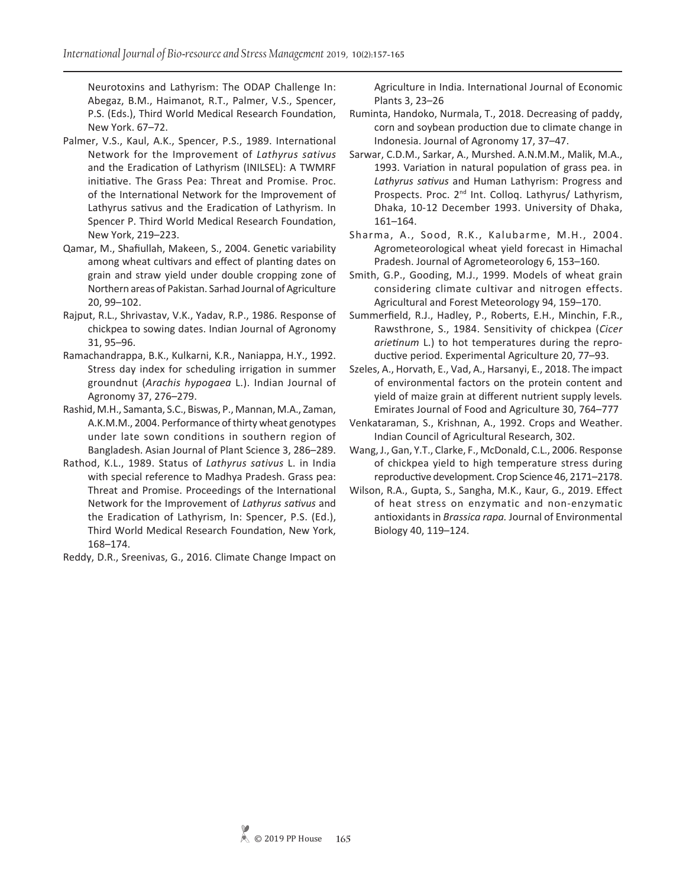Neurotoxins and Lathyrism: The ODAP Challenge In: Abegaz, B.M., Haimanot, R.T., Palmer, V.S., Spencer, P.S. (Eds.), Third World Medical Research Foundation, New York. 67–72.

Palmer, V.S., Kaul, A.K., Spencer, P.S., 1989. International Network for the Improvement of *Lathyrus sativus* and the Eradication of Lathyrism (INILSEL): A TWMRF initiative. The Grass Pea: Threat and Promise. Proc. of the International Network for the Improvement of Lathyrus sativus and the Eradication of Lathyrism. In Spencer P. Third World Medical Research Foundation, New York, 219–223.

Qamar, M., Shafiullah, Makeen, S., 2004. Genetic variability among wheat cultivars and effect of planting dates on grain and straw yield under double cropping zone of Northern areas of Pakistan. Sarhad Journal of Agriculture 20, 99–102.

Rajput, R.L., Shrivastav, V.K., Yadav, R.P., 1986. Response of chickpea to sowing dates. Indian Journal of Agronomy 31, 95–96.

Ramachandrappa, B.K., Kulkarni, K.R., Naniappa, H.Y., 1992. Stress day index for scheduling irrigation in summer groundnut (*Arachis hypogaea* L.). Indian Journal of Agronomy 37, 276–279.

Rashid, M.H., Samanta, S.C., Biswas, P., Mannan, M.A., Zaman, A.K.M.M., 2004. Performance of thirty wheat genotypes under late sown conditions in southern region of Bangladesh. Asian Journal of Plant Science 3, 286–289.

Rathod, K.L., 1989. Status of *Lathyrus sativus* L. in India with special reference to Madhya Pradesh. Grass pea: Threat and Promise. Proceedings of the International Network for the Improvement of *Lathyrus sativus* and the Eradication of Lathyrism, In: Spencer, P.S. (Ed.), Third World Medical Research Foundation, New York, 168–174.

Reddy, D.R., Sreenivas, G., 2016. Climate Change Impact on Agriculture in India. International Journal of Economic Plants 3, 23–26

Ruminta, Handoko, Nurmala, T., 2018. Decreasing of paddy, corn and soybean production due to climate change in Indonesia. Journal of Agronomy 17, 37–47.

Sarwar, C.D.M., Sarkar, A., Murshed. A.N.M.M., Malik, M.A., 1993. Variation in natural population of grass pea. in *Lathyrus sativus* and Human Lathyrism: Progress and Prospects. Proc. 2nd Int. Colloq. Lathyrus/ Lathyrism, Dhaka, 10-12 December 1993. University of Dhaka, 161–164.

Sharma, A., Sood, R.K., Kalubarme, M.H., 2004. Agrometeorological wheat yield forecast in Himachal Pradesh. Journal of Agrometeorology 6, 153–160.

Smith, G.P., Gooding, M.J., 1999. Models of wheat grain considering climate cultivar and nitrogen effects. Agricultural and Forest Meteorology 94, 159–170.

Summerfield, R.J., Hadley, P., Roberts, E.H., Minchin, F.R., Rawsthrone, S., 1984. Sensitivity of chickpea (*Cicer arietinum* L.) to hot temperatures during the reproductive period. Experimental Agriculture 20, 77–93.

Szeles, A., Horvath, E., Vad, A., Harsanyi, E., 2018. The impact of environmental factors on the protein content and yield of maize grain at different nutrient supply levels. Emirates Journal of Food and Agriculture 30, 764–777

Venkataraman, S., Krishnan, A., 1992. Crops and Weather. Indian Council of Agricultural Research, 302.

Wang, J., Gan, Y.T., Clarke, F., McDonald, C.L., 2006. Response of chickpea yield to high temperature stress during reproductive development. Crop Science 46, 2171–2178.

Wilson, R.A., Gupta, S., Sangha, M.K., Kaur, G., 2019. Effect of heat stress on enzymatic and non-enzymatic antioxidants in *Brassica rapa*. Journal of Environmental Biology 40, 119–124.